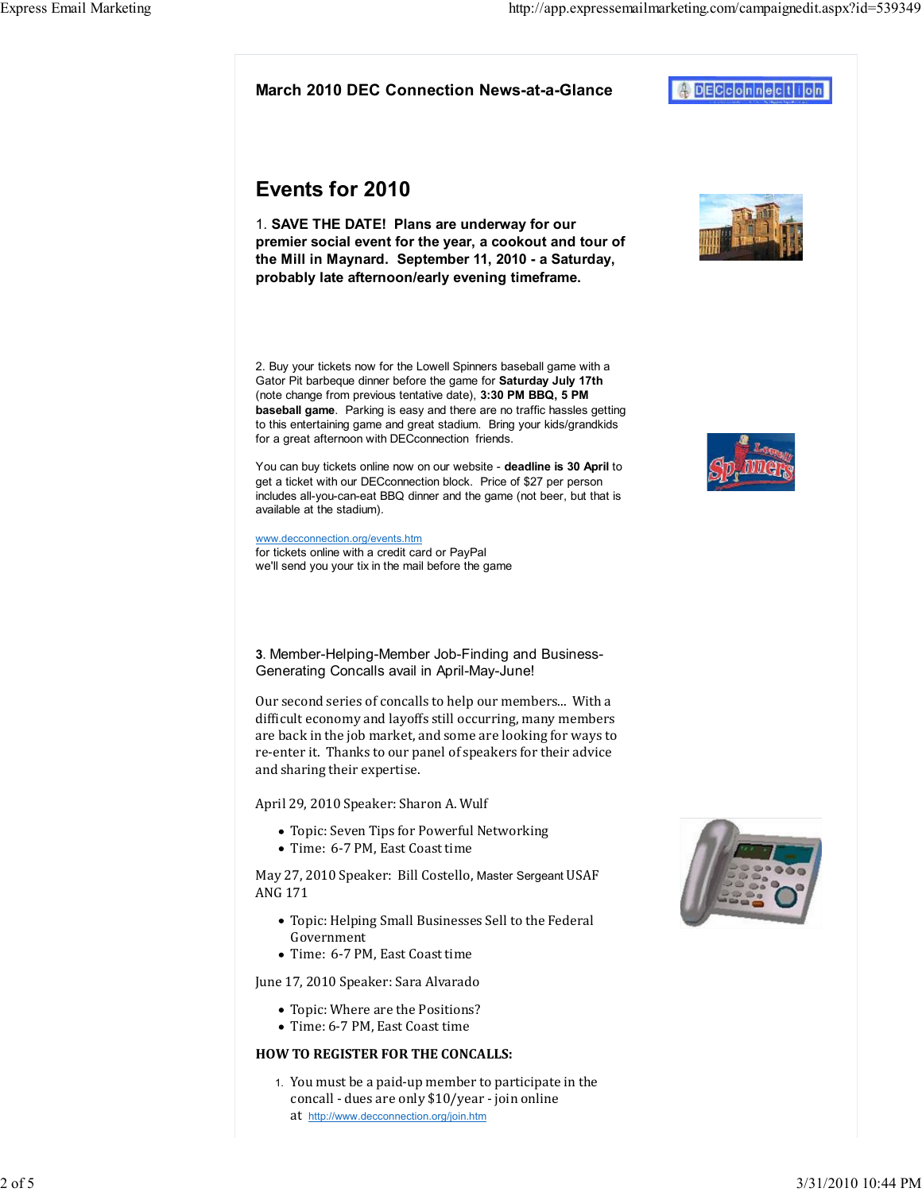**March 2010 DEC Connection News-at-a-Glance**

# Events for 2010

1. **SAVE THE DATE! Plans are underway for our premier social event for the year, a cookout and tour of the Mill in Maynard. September 11, 2010 - a Saturday, probably late afternoon/early evening timeframe.**

2. Buy your tickets now for the Lowell Spinners baseball game with a Gator Pit barbeque dinner before the game for **Saturday July 17th** (note change from previous tentative date), **3:30 PM BBQ, 5 PM baseball game**. Parking is easy and there are no traffic hassles getting to this entertaining game and great stadium. Bring your kids/grandkids for a great afternoon with DECconnection friends.

You can buy tickets online now on our website - **deadline is 30 April** to get a ticket with our DECconnection block. Price of $27 per person includes all-you-can-eat BBQ dinner and the game (not beer, but that is available at the stadium).

www.decconnection.org/events.htm
for tickets online with a credit card or PayPal
we'll send you your tix in the mail before the game

**3**. Member-Helping-Member Job-Finding and Business-Generating Concalls avail in April-May-June!

Our second series of concalls to help our members... With a difficult economy and layoffs still occurring, many members are back in the job market, and some are looking for ways to re-enter it. Thanks to our panel of speakers for their advice and sharing their expertise.

April 29, 2010 Speaker: Sharon A. Wulf

- Topic: Seven Tips for Powerful Networking
- Time: 6-7 PM, East Coast time

May 27, 2010 Speaker: Bill Costello, Master Sergeant USAF ANG 171

- Topic: Helping Small Businesses Sell to the Federal Government
- Time: 6-7 PM, East Coast time

June 17, 2010 Speaker: Sara Alvarado

- Topic: Where are the Positions?
- Time: 6-7 PM, East Coast time

**HOW TO REGISTER FOR THE CONCALLS:**

1. You must be a paid-up member to participate in the concall - dues are only $10/year - join online at http://www.decconnection.org/join.htm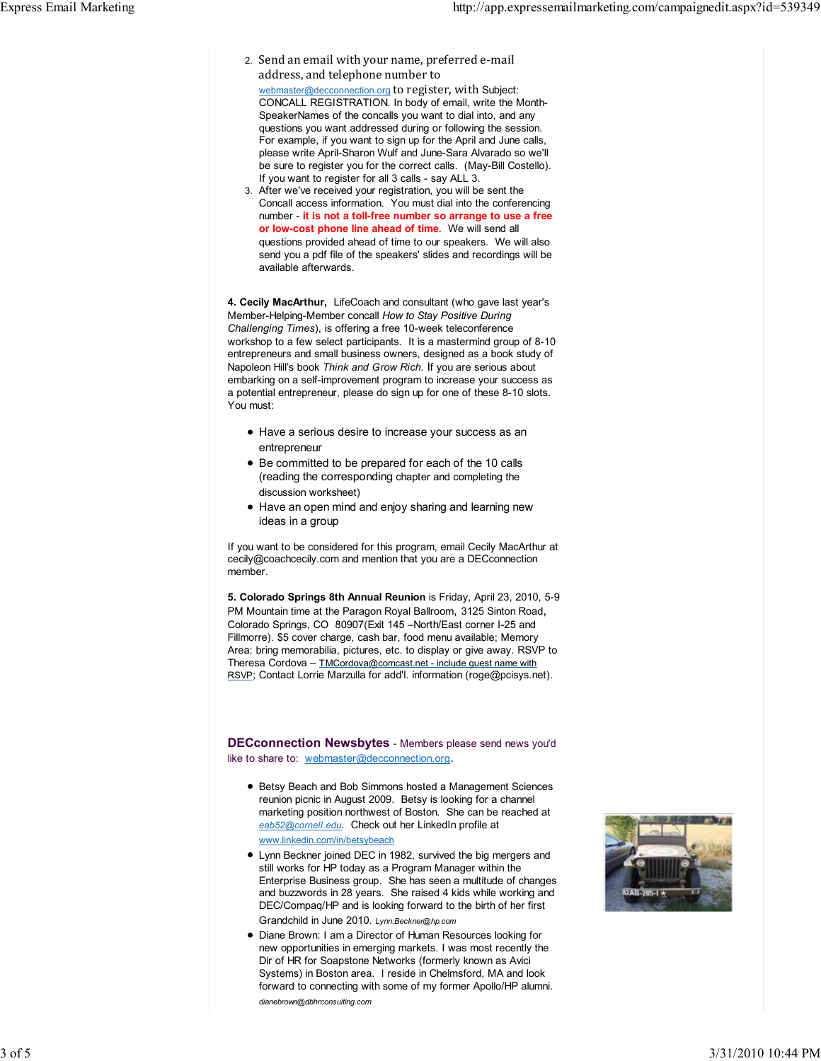2. Send an email with your name, preferred e-mail address, and telephone number to webmaster@decconnection.org to register, with Subject: CONCALL REGISTRATION. In body of email, write the Month-SpeakerNames of the concalls you want to dial into, and any questions you want addressed during or following the session. For example, if you want to sign up for the April and June calls, please write April-Sharon Wulf and June-Sara Alvarado so we'll be sure to register you for the correct calls. (May-Bill Costello). If you want to register for all 3 calls - say ALL 3.
3. After we've received your registration, you will be sent the Concall access information. You must dial into the conferencing number - **it is not a toll-free number so arrange to use a free or low-cost phone line ahead of time**. We will send all questions provided ahead of time to our speakers. We will also send you a pdf file of the speakers' slides and recordings will be available afterwards.

**4. Cecily MacArthur,** LifeCoach and consultant (who gave last year's Member-Helping-Member concall *How to Stay Positive During Challenging Times*), is offering a free 10-week teleconference workshop to a few select participants. It is a mastermind group of 8-10 entrepreneurs and small business owners, designed as a book study of Napoleon Hill's book *Think and Grow Rich.* If you are serious about embarking on a self-improvement program to increase your success as a potential entrepreneur, please do sign up for one of these 8-10 slots. You must:

- Have a serious desire to increase your success as an entrepreneur
- Be committed to be prepared for each of the 10 calls (reading the corresponding chapter and completing the discussion worksheet)
- Have an open mind and enjoy sharing and learning new ideas in a group

If you want to be considered for this program, email Cecily MacArthur at cecily@coachcecily.com and mention that you are a DECconnection member.

**5. Colorado Springs 8th Annual Reunion** is Friday, April 23, 2010, 5-9 PM Mountain time at the Paragon Royal Ballroom, 3125 Sinton Road, Colorado Springs, CO 80907(Exit 145 –North/East corner I-25 and Fillmorre). $5 cover charge, cash bar, food menu available; Memory Area: bring memorabilia, pictures, etc. to display or give away. RSVP to Theresa Cordova – TMCordova@comcast.net - include guest name with RSVP; Contact Lorrie Marzulla for add'l. information (roge@pcisys.net).

## DECconnection Newsbytes - Members please send news you'd like to share to: webmaster@decconnection.org.

- Betsy Beach and Bob Simmons hosted a Management Sciences reunion picnic in August 2009. Betsy is looking for a channel marketing position northwest of Boston. She can be reached at *eab52@cornell.edu*. Check out her LinkedIn profile at www.linkedin.com/in/betsybeach
- Lynn Beckner joined DEC in 1982, survived the big mergers and still works for HP today as a Program Manager within the Enterprise Business group. She has seen a multitude of changes and buzzwords in 28 years. She raised 4 kids while working and DEC/Compaq/HP and is looking forward to the birth of her first Grandchild in June 2010. *Lynn.Beckner@hp.com*
- Diane Brown: I am a Director of Human Resources looking for new opportunities in emerging markets. I was most recently the Dir of HR for Soapstone Networks (formerly known as Avici Systems) in Boston area. I reside in Chelmsford, MA and look forward to connecting with some of my former Apollo/HP alumni. *dianebrown@dbhrconsulting.com*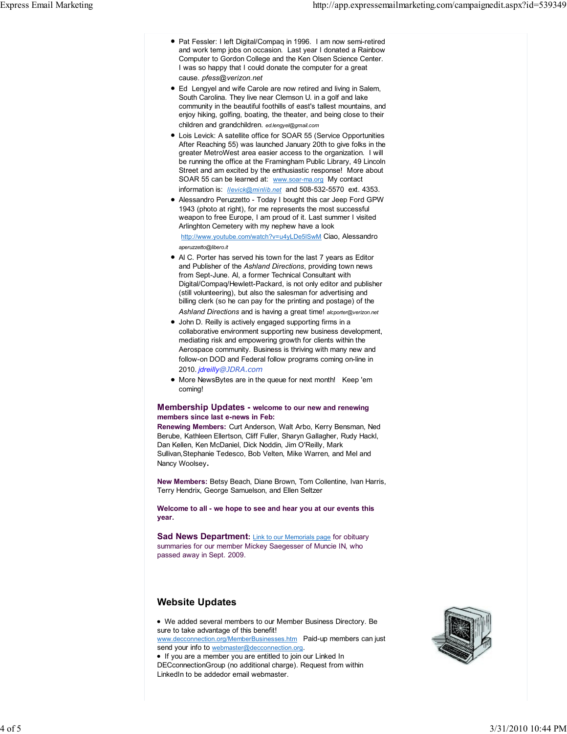- Pat Fessler: I left Digital/Compaq in 1996. I am now semi-retired and work temp jobs on occasion. Last year I donated a Rainbow Computer to Gordon College and the Ken Olsen Science Center. I was so happy that I could donate the computer for a great cause. *pfess@verizon.net*
- Ed Lengyel and wife Carole are now retired and living in Salem, South Carolina. They live near Clemson U. in a golf and lake community in the beautiful foothills of east's tallest mountains, and enjoy hiking, golfing, boating, the theater, and being close to their children and grandchildren. *ed.lengyel@gmail.com*
- Lois Levick: A satellite office for SOAR 55 (Service Opportunities After Reaching 55) was launched January 20th to give folks in the greater MetroWest area easier access to the organization. I will be running the office at the Framingham Public Library, 49 Lincoln Street and am excited by the enthusiastic response! More about SOAR 55 can be learned at: www.soar-ma.org My contact information is: *llevick@minlib.net* and 508-532-5570 ext. 4353.
- Alessandro Peruzzetto - Today I bought this car Jeep Ford GPW 1943 (photo at right), for me represents the most successful weapon to free Europe, I am proud of it. Last summer I visited Arlinghton Cemetery with my nephew have a look http://www.youtube.com/watch?v=u4yLDe5lSwM Ciao, Alessandro *aperuzzetto@libero.it*
- Al C. Porter has served his town for the last 7 years as Editor and Publisher of the *Ashland Directions*, providing town news from Sept-June. Al, a former Technical Consultant with Digital/Compaq/Hewlett-Packard, is not only editor and publisher (still volunteering), but also the salesman for advertising and billing clerk (so he can pay for the printing and postage) of the *Ashland Directions* and is having a great time! *alcporter@verizon.net*
- John D. Reilly is actively engaged supporting firms in a collaborative environment supporting new business development, mediating risk and empowering growth for clients within the Aerospace community. Business is thriving with many new and follow-on DOD and Federal follow programs coming on-line in 2010. *jdreilly@JDRA.com*
- More NewsBytes are in the queue for next month! Keep 'em coming!

## Membership Updates - welcome to our new and renewing members since last e-news in Feb:

**Renewing Members:** Curt Anderson, Walt Arbo, Kerry Bensman, Ned Berube, Kathleen Ellertson, Cliff Fuller, Sharyn Gallagher, Rudy Hackl, Dan Kellen, Ken McDaniel, Dick Noddin, Jim O'Reilly, Mark Sullivan,Stephanie Tedesco, Bob Velten, Mike Warren, and Mel and Nancy Woolsey.

**New Members:** Betsy Beach, Diane Brown, Tom Collentine, Ivan Harris, Terry Hendrix, George Samuelson, and Ellen Seltzer

**Welcome to all - we hope to see and hear you at our events this year.**

**Sad News Department:** Link to our Memorials page for obituary summaries for our member Mickey Saegesser of Muncie IN, who passed away in Sept. 2009.

## Website Updates

- We added several members to our Member Business Directory. Be sure to take advantage of this benefit! www.decconnection.org/MemberBusinesses.htm Paid-up members can just send your info to webmaster@decconnection.org.
- If you are a member you are entitled to join our Linked In DECconnectionGroup (no additional charge). Request from within LinkedIn to be addedor email webmaster.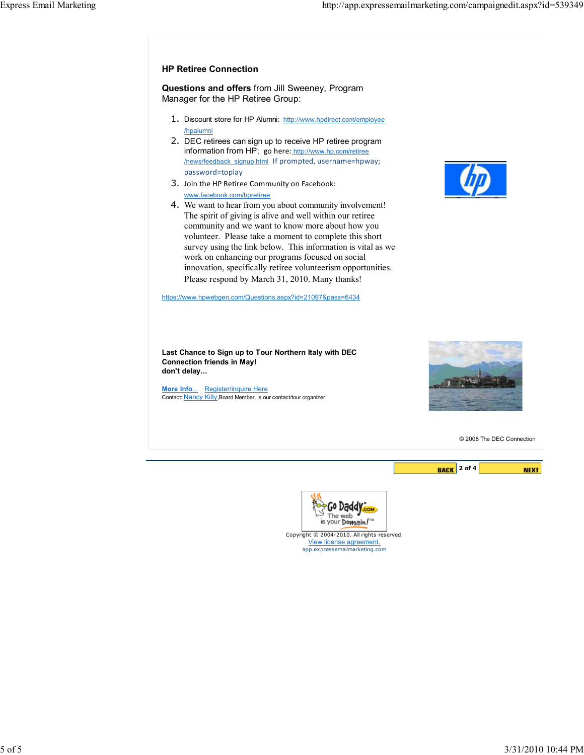## HP Retiree Connection

**Questions and offers** from Jill Sweeney, Program Manager for the HP Retiree Group:

1. Discount store for HP Alumni: http://www.hpdirect.com/employee/hpalumni
2. DEC retirees can sign up to receive HP retiree program information from HP; go here: http://www.hp.com/retiree/news/feedback_signup.html If prompted, username=hpway; password=toplay
3. Join the HP Retiree Community on Facebook: www.facebook.com/hpretiree
4. We want to hear from you about community involvement! The spirit of giving is alive and well within our retiree community and we want to know more about how you volunteer. Please take a moment to complete this short survey using the link below. This information is vital as we work on enhancing our programs focused on social innovation, specifically retiree volunteerism opportunities. Please respond by March 31, 2010. Many thanks!

https://www.hpwebgen.com/Questions.aspx?id=21097&pass=6434

**Last Chance to Sign up to Tour Northern Italy with DEC Connection friends in May! don't delay...**

**More Info...** Register/inquire Here

Contact: Nancy Kilty, Board Member, is our contact/tour organizer.

© 2008 The DEC Connection

BACK 2 of 4 NEXT

Go Daddy.com The web is your Domain!™

Copyright © 2004-2010. All rights reserved.

View license agreement.

app.expressemailmarketing.com